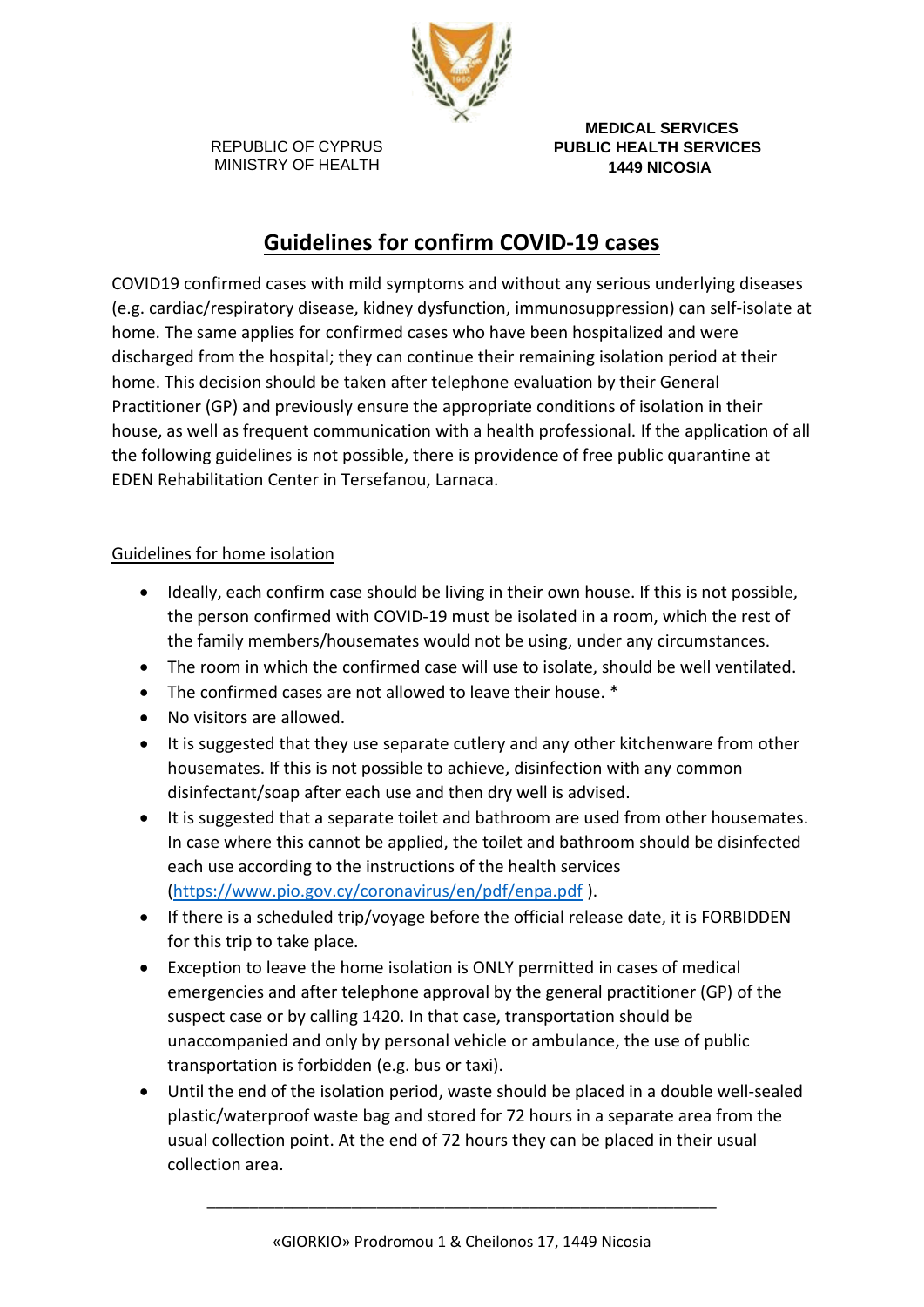REPUBLIC OF CYPRUS
MINISTRY OF HEALTH

**MEDICAL SERVICES**
**PUBLIC HEALTH SERVICES**
**1449 NICOSIA**

# Guidelines for confirm COVID-19 cases

COVID19 confirmed cases with mild symptoms and without any serious underlying diseases (e.g. cardiac/respiratory disease, kidney dysfunction, immunosuppression) can self-isolate at home. The same applies for confirmed cases who have been hospitalized and were discharged from the hospital; they can continue their remaining isolation period at their home. This decision should be taken after telephone evaluation by their General Practitioner (GP) and previously ensure the appropriate conditions of isolation in their house, as well as frequent communication with a health professional. If the application of all the following guidelines is not possible, there is providence of free public quarantine at EDEN Rehabilitation Center in Tersefanou, Larnaca.

## Guidelines for home isolation

- Ideally, each confirm case should be living in their own house. If this is not possible, the person confirmed with COVID-19 must be isolated in a room, which the rest of the family members/housemates would not be using, under any circumstances.
- The room in which the confirmed case will use to isolate, should be well ventilated.
- The confirmed cases are not allowed to leave their house. *
- No visitors are allowed.
- It is suggested that they use separate cutlery and any other kitchenware from other housemates. If this is not possible to achieve, disinfection with any common disinfectant/soap after each use and then dry well is advised.
- It is suggested that a separate toilet and bathroom are used from other housemates. In case where this cannot be applied, the toilet and bathroom should be disinfected each use according to the instructions of the health services ([https://www.pio.gov.cy/coronavirus/en/pdf/enpa.pdf](https://www.pio.gov.cy/coronavirus/en/pdf/enpa.pdf) ).
- If there is a scheduled trip/voyage before the official release date, it is FORBIDDEN for this trip to take place.
- Exception to leave the home isolation is ONLY permitted in cases of medical emergencies and after telephone approval by the general practitioner (GP) of the suspect case or by calling 1420. In that case, transportation should be unaccompanied and only by personal vehicle or ambulance, the use of public transportation is forbidden (e.g. bus or taxi).
- Until the end of the isolation period, waste should be placed in a double well-sealed plastic/waterproof waste bag and stored for 72 hours in a separate area from the usual collection point. At the end of 72 hours they can be placed in their usual collection area.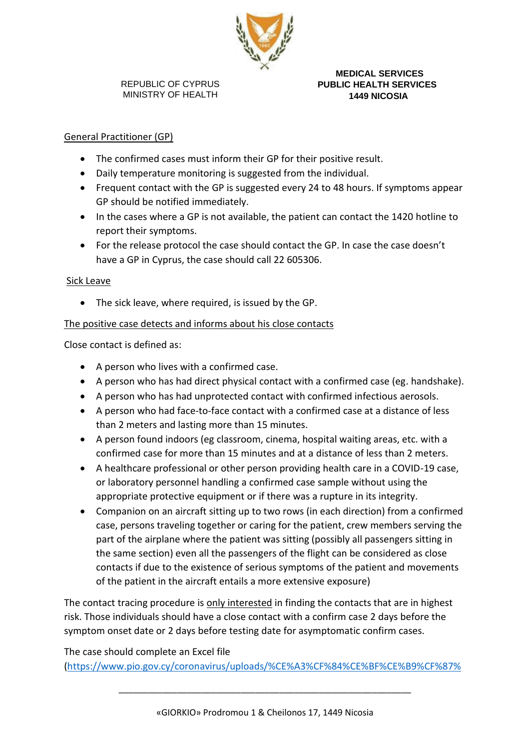REPUBLIC OF CYPRUS
MINISTRY OF HEALTH

**MEDICAL SERVICES**
**PUBLIC HEALTH SERVICES**
**1449 NICOSIA**

General Practitioner (GP)

- The confirmed cases must inform their GP for their positive result.
- Daily temperature monitoring is suggested from the individual.
- Frequent contact with the GP is suggested every 24 to 48 hours. If symptoms appear GP should be notified immediately.
- In the cases where a GP is not available, the patient can contact the 1420 hotline to report their symptoms.
- For the release protocol the case should contact the GP. In case the case doesn't have a GP in Cyprus, the case should call 22 605306.

Sick Leave

- The sick leave, where required, is issued by the GP.

The positive case detects and informs about his close contacts

Close contact is defined as:

- A person who lives with a confirmed case.
- A person who has had direct physical contact with a confirmed case (eg. handshake).
- A person who has had unprotected contact with confirmed infectious aerosols.
- A person who had face-to-face contact with a confirmed case at a distance of less than 2 meters and lasting more than 15 minutes.
- A person found indoors (eg classroom, cinema, hospital waiting areas, etc. with a confirmed case for more than 15 minutes and at a distance of less than 2 meters.
- A healthcare professional or other person providing health care in a COVID-19 case, or laboratory personnel handling a confirmed case sample without using the appropriate protective equipment or if there was a rupture in its integrity.
- Companion on an aircraft sitting up to two rows (in each direction) from a confirmed case, persons traveling together or caring for the patient, crew members serving the part of the airplane where the patient was sitting (possibly all passengers sitting in the same section) even all the passengers of the flight can be considered as close contacts if due to the existence of serious symptoms of the patient and movements of the patient in the aircraft entails a more extensive exposure)

The contact tracing procedure is only interested in finding the contacts that are in highest risk. Those individuals should have a close contact with a confirm case 2 days before the symptom onset date or 2 days before testing date for asymptomatic confirm cases.

The case should complete an Excel file (https://www.pio.gov.cy/coronavirus/uploads/%CE%A3%CF%84%CE%BF%CE%B9%CF%87

«GIORKIO» Prodromou 1 & Cheilonos 17, 1449 Nicosia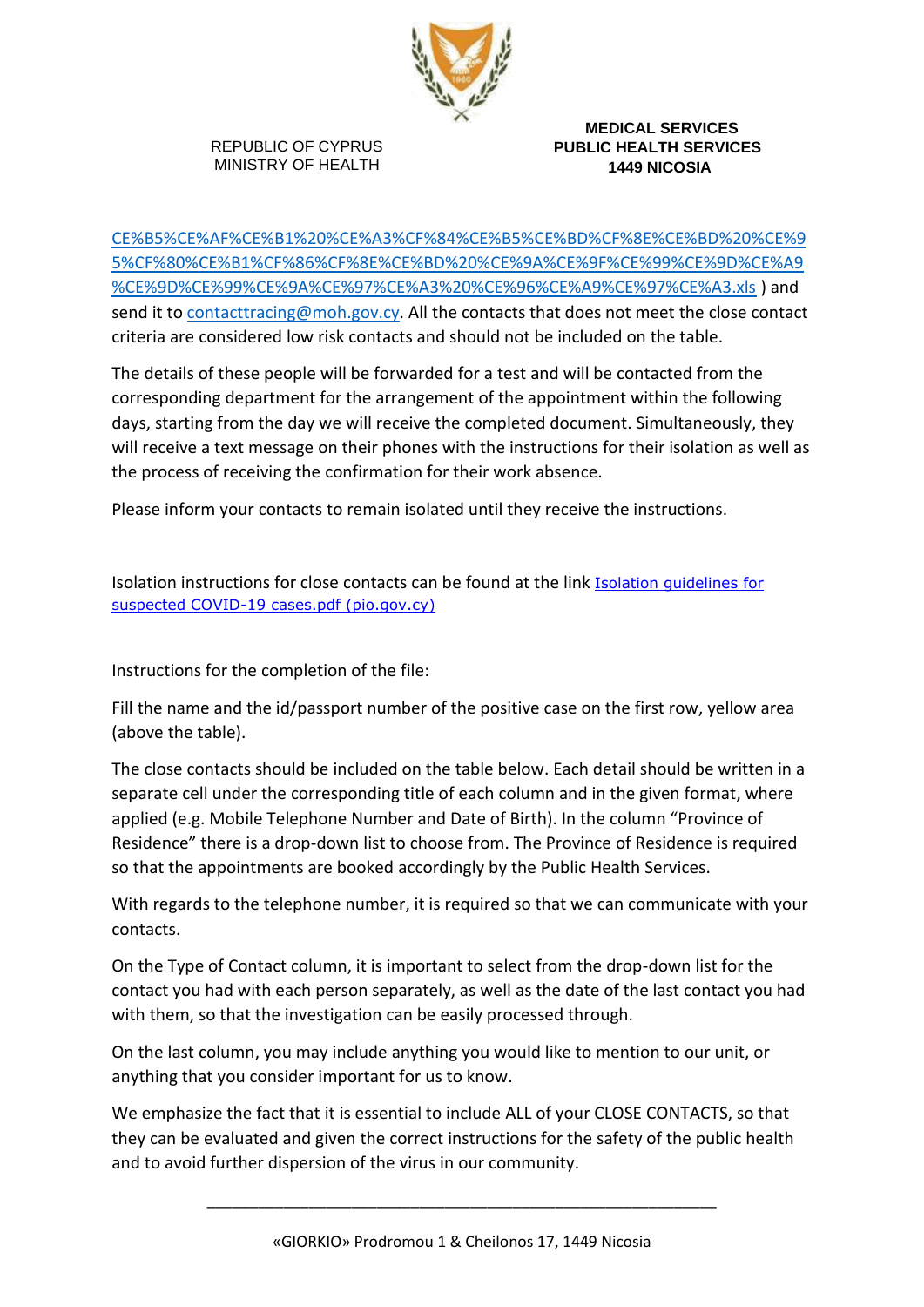REPUBLIC OF CYPRUS
MINISTRY OF HEALTH

**MEDICAL SERVICES**
**PUBLIC HEALTH SERVICES**
**1449 NICOSIA**

CE%B5%CE%AF%CE%B1%20%CE%A3%CF%84%CE%B5%CE%BD%CF%8E%CE%BD%20%CE%95%CF%80%CE%B1%CF%86%CF%8E%CE%BD%20%CE%9A%CE%9F%CE%99%CE%9D%CE%A9%CE%9D%CE%99%CE%9A%CE%97%CE%A3%20%CE%96%CE%A9%CE%97%CE%A3.xls ) and send it to contacttracing@moh.gov.cy. All the contacts that does not meet the close contact criteria are considered low risk contacts and should not be included on the table.

The details of these people will be forwarded for a test and will be contacted from the corresponding department for the arrangement of the appointment within the following days, starting from the day we will receive the completed document. Simultaneously, they will receive a text message on their phones with the instructions for their isolation as well as the process of receiving the confirmation for their work absence.

Please inform your contacts to remain isolated until they receive the instructions.

Isolation instructions for close contacts can be found at the link Isolation guidelines for suspected COVID-19 cases.pdf (pio.gov.cy)

Instructions for the completion of the file:

Fill the name and the id/passport number of the positive case on the first row, yellow area (above the table).

The close contacts should be included on the table below. Each detail should be written in a separate cell under the corresponding title of each column and in the given format, where applied (e.g. Mobile Telephone Number and Date of Birth). In the column “Province of Residence” there is a drop-down list to choose from. The Province of Residence is required so that the appointments are booked accordingly by the Public Health Services.

With regards to the telephone number, it is required so that we can communicate with your contacts.

On the Type of Contact column, it is important to select from the drop-down list for the contact you had with each person separately, as well as the date of the last contact you had with them, so that the investigation can be easily processed through.

On the last column, you may include anything you would like to mention to our unit, or anything that you consider important for us to know.

We emphasize the fact that it is essential to include ALL of your CLOSE CONTACTS, so that they can be evaluated and given the correct instructions for the safety of the public health and to avoid further dispersion of the virus in our community.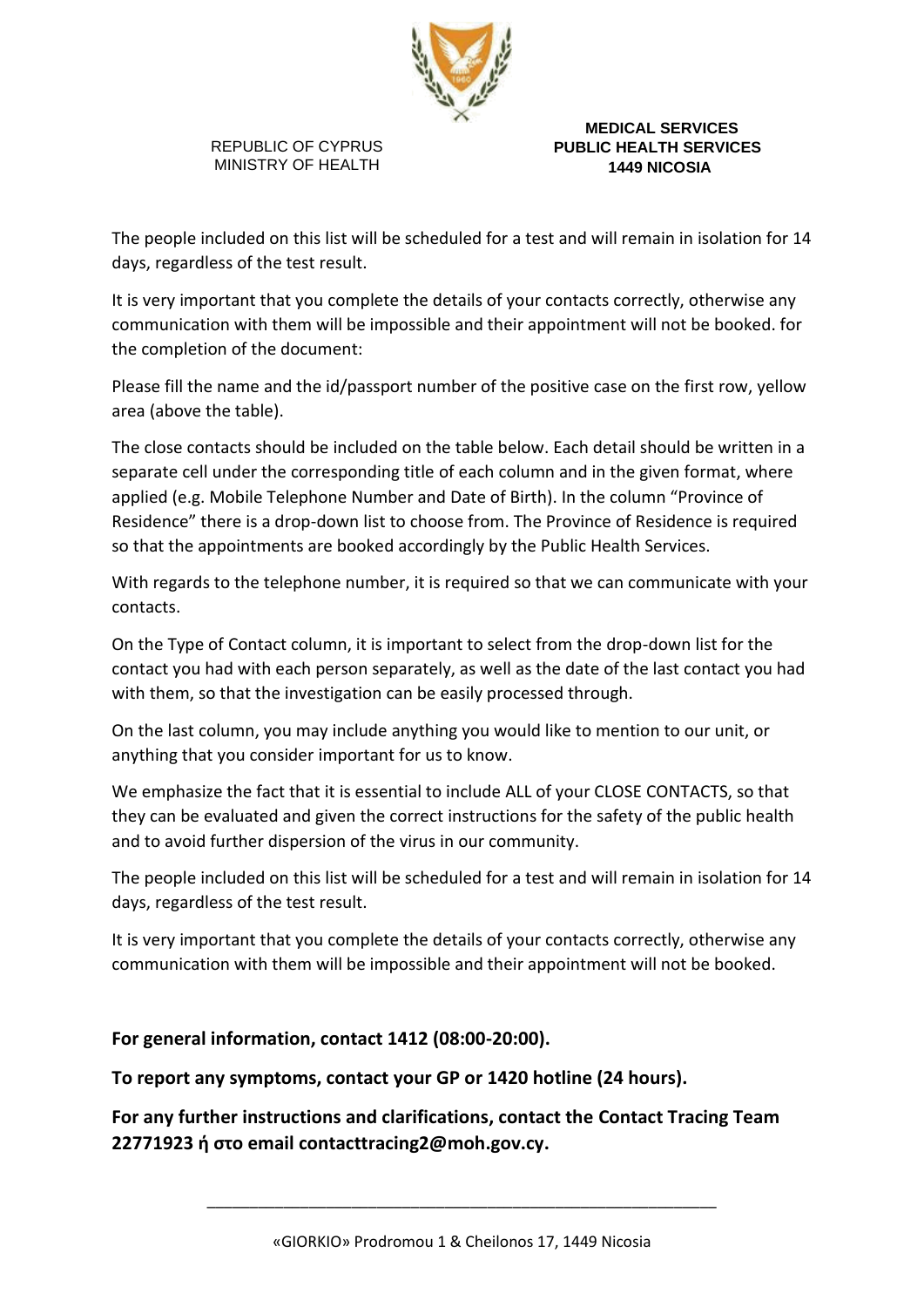REPUBLIC OF CYPRUS
MINISTRY OF HEALTH

**MEDICAL SERVICES**
**PUBLIC HEALTH SERVICES**
**1449 NICOSIA**

The people included on this list will be scheduled for a test and will remain in isolation for 14 days, regardless of the test result.

It is very important that you complete the details of your contacts correctly, otherwise any communication with them will be impossible and their appointment will not be booked. for the completion of the document:

Please fill the name and the id/passport number of the positive case on the first row, yellow area (above the table).

The close contacts should be included on the table below. Each detail should be written in a separate cell under the corresponding title of each column and in the given format, where applied (e.g. Mobile Telephone Number and Date of Birth). In the column "Province of Residence" there is a drop-down list to choose from. The Province of Residence is required so that the appointments are booked accordingly by the Public Health Services.

With regards to the telephone number, it is required so that we can communicate with your contacts.

On the Type of Contact column, it is important to select from the drop-down list for the contact you had with each person separately, as well as the date of the last contact you had with them, so that the investigation can be easily processed through.

On the last column, you may include anything you would like to mention to our unit, or anything that you consider important for us to know.

We emphasize the fact that it is essential to include ALL of your CLOSE CONTACTS, so that they can be evaluated and given the correct instructions for the safety of the public health and to avoid further dispersion of the virus in our community.

The people included on this list will be scheduled for a test and will remain in isolation for 14 days, regardless of the test result.

It is very important that you complete the details of your contacts correctly, otherwise any communication with them will be impossible and their appointment will not be booked.

**For general information, contact 1412 (08:00-20:00).**

**To report any symptoms, contact your GP or 1420 hotline (24 hours).**

**For any further instructions and clarifications, contact the Contact Tracing Team 22771923 ή στο email contacttracing2@moh.gov.cy.**

«GIORKIO» Prodromou 1 & Cheilonos 17, 1449 Nicosia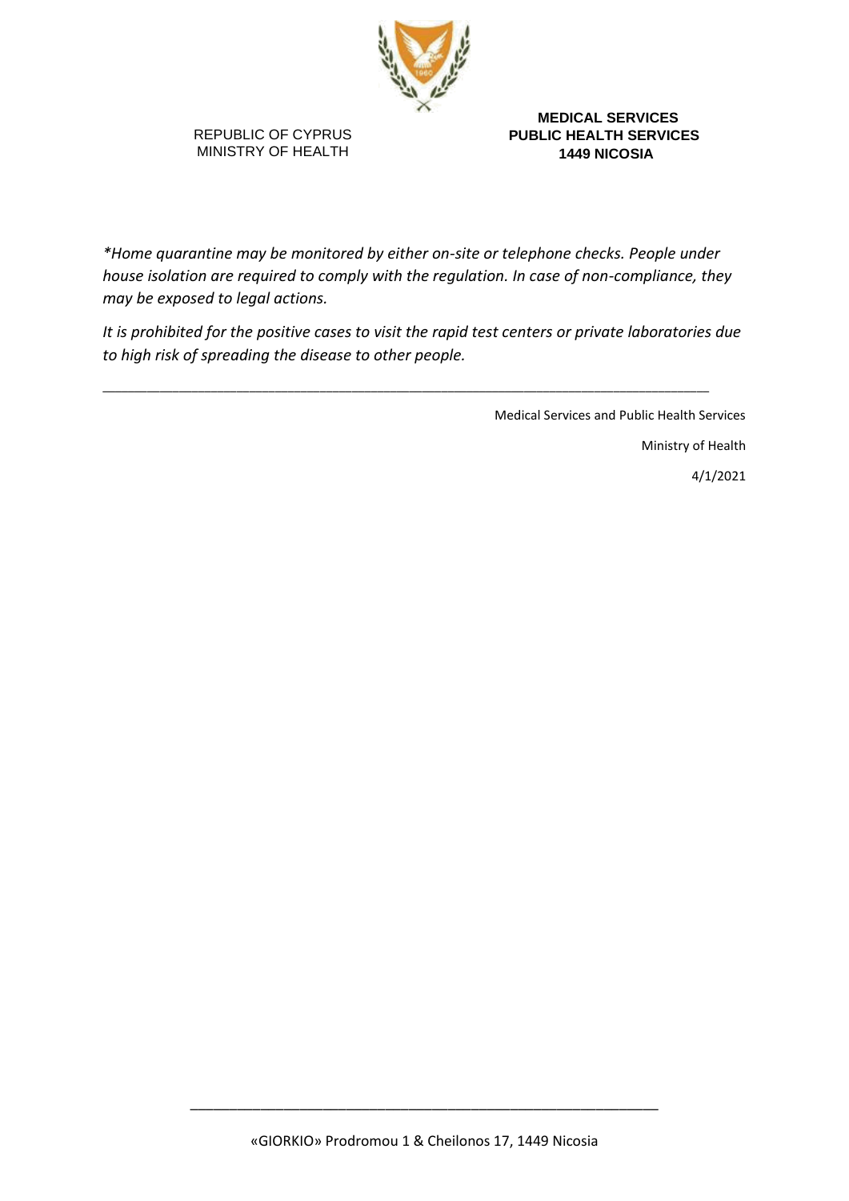*\*Home quarantine may be monitored by either on-site or telephone checks. People under house isolation are required to comply with the regulation. In case of non-compliance, they may be exposed to legal actions.*

*It is prohibited for the positive cases to visit the rapid test centers or private laboratories due to high risk of spreading the disease to other people.*

---

Medical Services and Public Health Services

Ministry of Health

4/1/2021